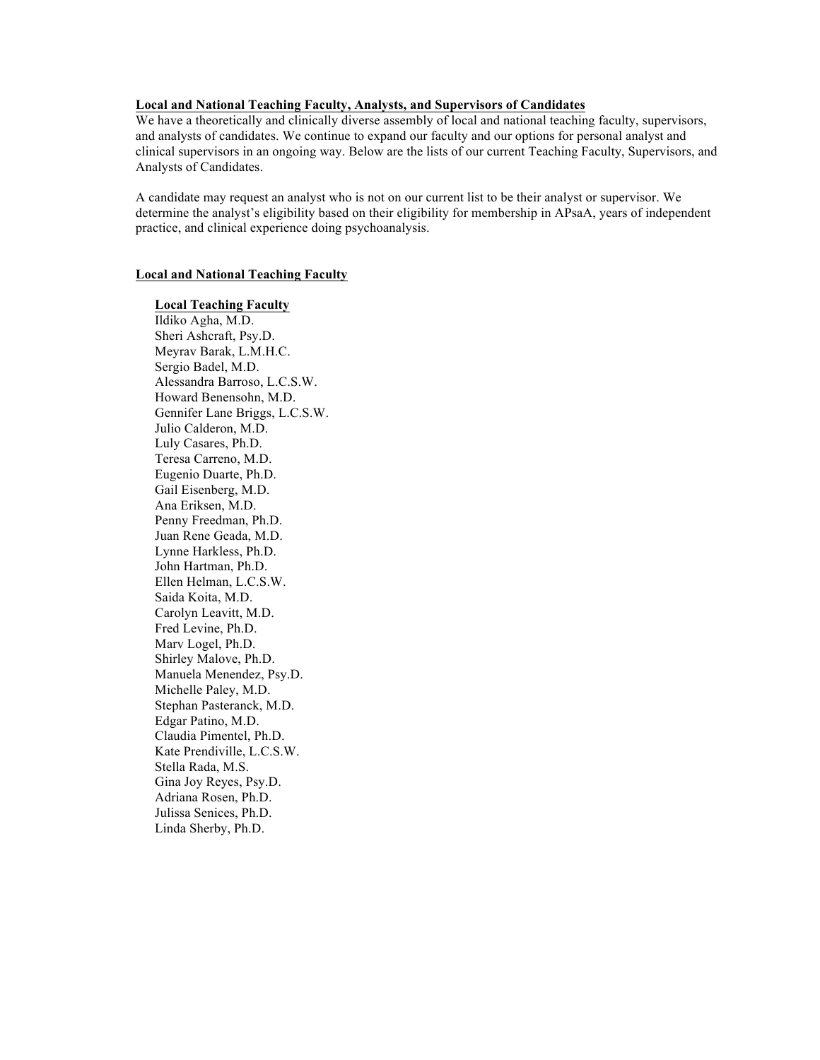## Local and National Teaching Faculty, Analysts, and Supervisors of Candidates

We have a theoretically and clinically diverse assembly of local and national teaching faculty, supervisors, and analysts of candidates. We continue to expand our faculty and our options for personal analyst and clinical supervisors in an ongoing way. Below are the lists of our current Teaching Faculty, Supervisors, and Analysts of Candidates.

A candidate may request an analyst who is not on our current list to be their analyst or supervisor. We determine the analyst's eligibility based on their eligibility for membership in APsaA, years of independent practice, and clinical experience doing psychoanalysis.

## Local and National Teaching Faculty

### Local Teaching Faculty

Ildiko Agha, M.D.
Sheri Ashcraft, Psy.D.
Meyrav Barak, L.M.H.C.
Sergio Badel, M.D.
Alessandra Barroso, L.C.S.W.
Howard Benensohn, M.D.
Gennifer Lane Briggs, L.C.S.W.
Julio Calderon, M.D.
Luly Casares, Ph.D.
Teresa Carreno, M.D.
Eugenio Duarte, Ph.D.
Gail Eisenberg, M.D.
Ana Eriksen, M.D.
Penny Freedman, Ph.D.
Juan Rene Geada, M.D.
Lynne Harkless, Ph.D.
John Hartman, Ph.D.
Ellen Helman, L.C.S.W.
Saida Koita, M.D.
Carolyn Leavitt, M.D.
Fred Levine, Ph.D.
Marv Logel, Ph.D.
Shirley Malove, Ph.D.
Manuela Menendez, Psy.D.
Michelle Paley, M.D.
Stephan Pasteranck, M.D.
Edgar Patino, M.D.
Claudia Pimentel, Ph.D.
Kate Prendiville, L.C.S.W.
Stella Rada, M.S.
Gina Joy Reyes, Psy.D.
Adriana Rosen, Ph.D.
Julissa Senices, Ph.D.
Linda Sherby, Ph.D.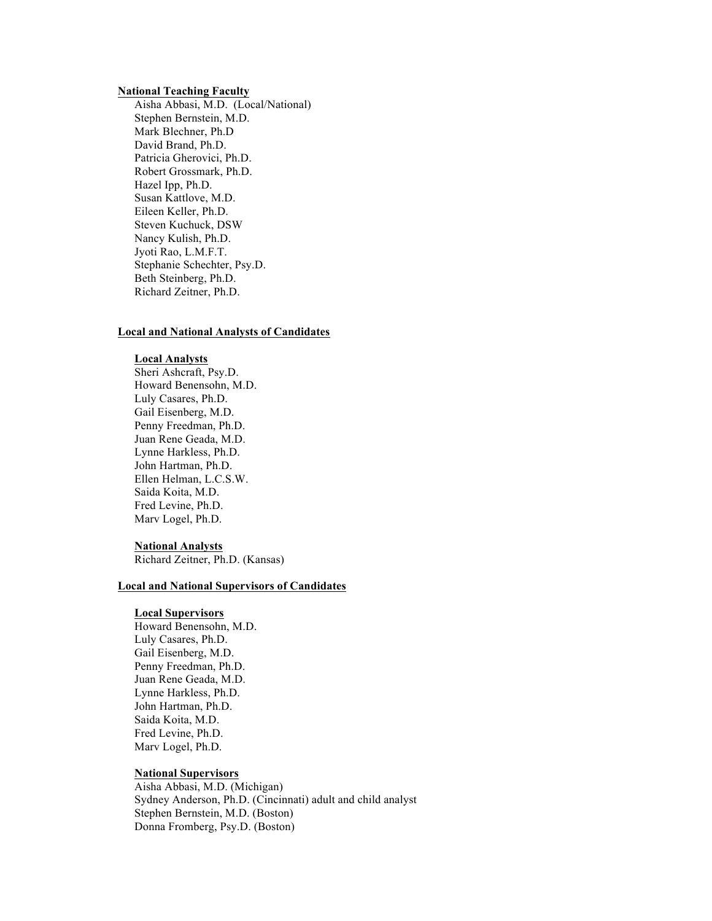**National Teaching Faculty**

Aisha Abbasi, M.D. (Local/National)
Stephen Bernstein, M.D.
Mark Blechner, Ph.D
David Brand, Ph.D.
Patricia Gherovici, Ph.D.
Robert Grossmark, Ph.D.
Hazel Ipp, Ph.D.
Susan Kattlove, M.D.
Eileen Keller, Ph.D.
Steven Kuchuck, DSW
Nancy Kulish, Ph.D.
Jyoti Rao, L.M.F.T.
Stephanie Schechter, Psy.D.
Beth Steinberg, Ph.D.
Richard Zeitner, Ph.D.

**Local and National Analysts of Candidates**

**Local Analysts**

Sheri Ashcraft, Psy.D.
Howard Benensohn, M.D.
Luly Casares, Ph.D.
Gail Eisenberg, M.D.
Penny Freedman, Ph.D.
Juan Rene Geada, M.D.
Lynne Harkless, Ph.D.
John Hartman, Ph.D.
Ellen Helman, L.C.S.W.
Saida Koita, M.D.
Fred Levine, Ph.D.
Marv Logel, Ph.D.

**National Analysts**

Richard Zeitner, Ph.D. (Kansas)

**Local and National Supervisors of Candidates**

**Local Supervisors**

Howard Benensohn, M.D.
Luly Casares, Ph.D.
Gail Eisenberg, M.D.
Penny Freedman, Ph.D.
Juan Rene Geada, M.D.
Lynne Harkless, Ph.D.
John Hartman, Ph.D.
Saida Koita, M.D.
Fred Levine, Ph.D.
Marv Logel, Ph.D.

**National Supervisors**

Aisha Abbasi, M.D. (Michigan)
Sydney Anderson, Ph.D. (Cincinnati) adult and child analyst
Stephen Bernstein, M.D. (Boston)
Donna Fromberg, Psy.D. (Boston)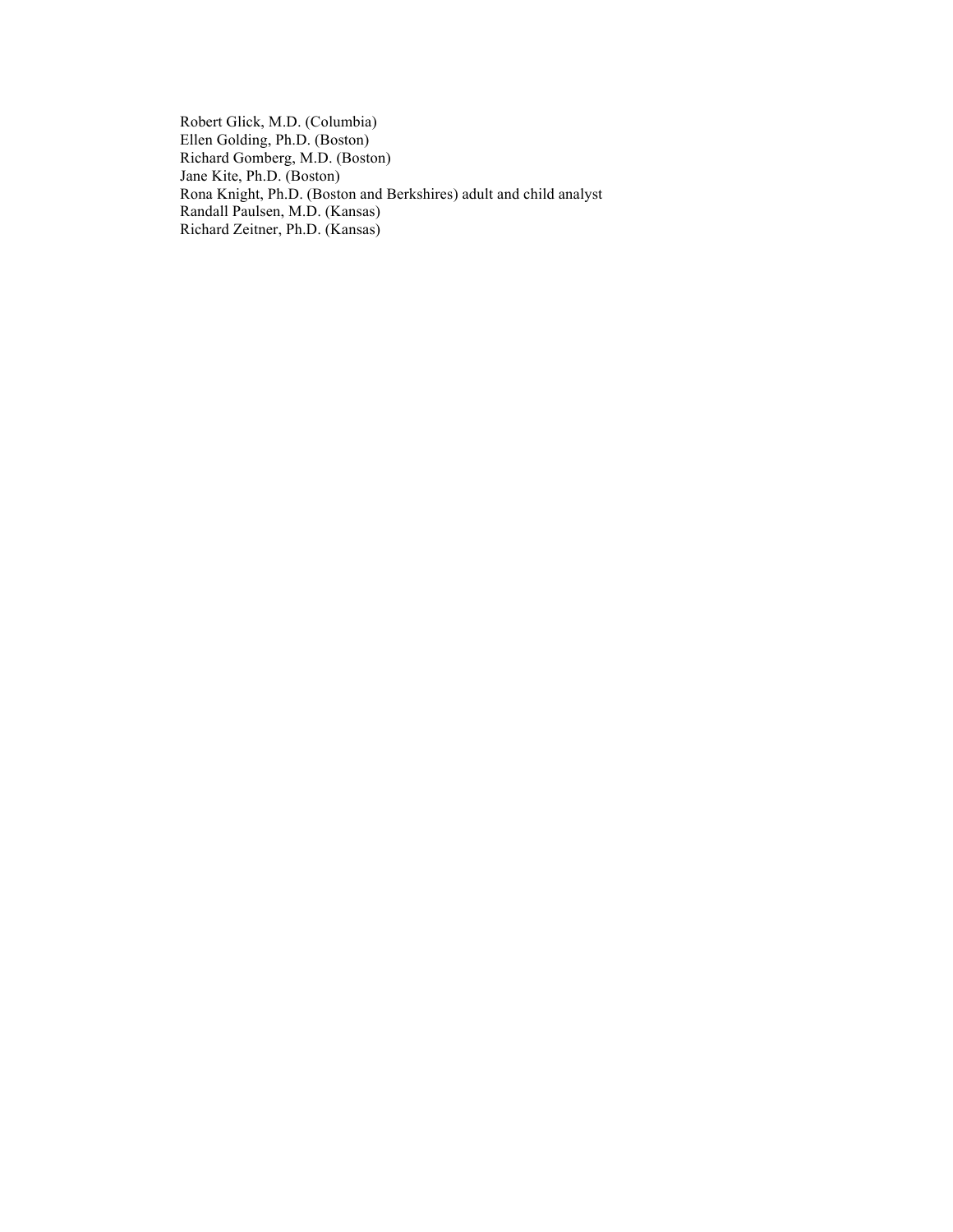Robert Glick, M.D. (Columbia)
Ellen Golding, Ph.D. (Boston)
Richard Gomberg, M.D. (Boston)
Jane Kite, Ph.D. (Boston)
Rona Knight, Ph.D. (Boston and Berkshires) adult and child analyst
Randall Paulsen, M.D. (Kansas)
Richard Zeitner, Ph.D. (Kansas)